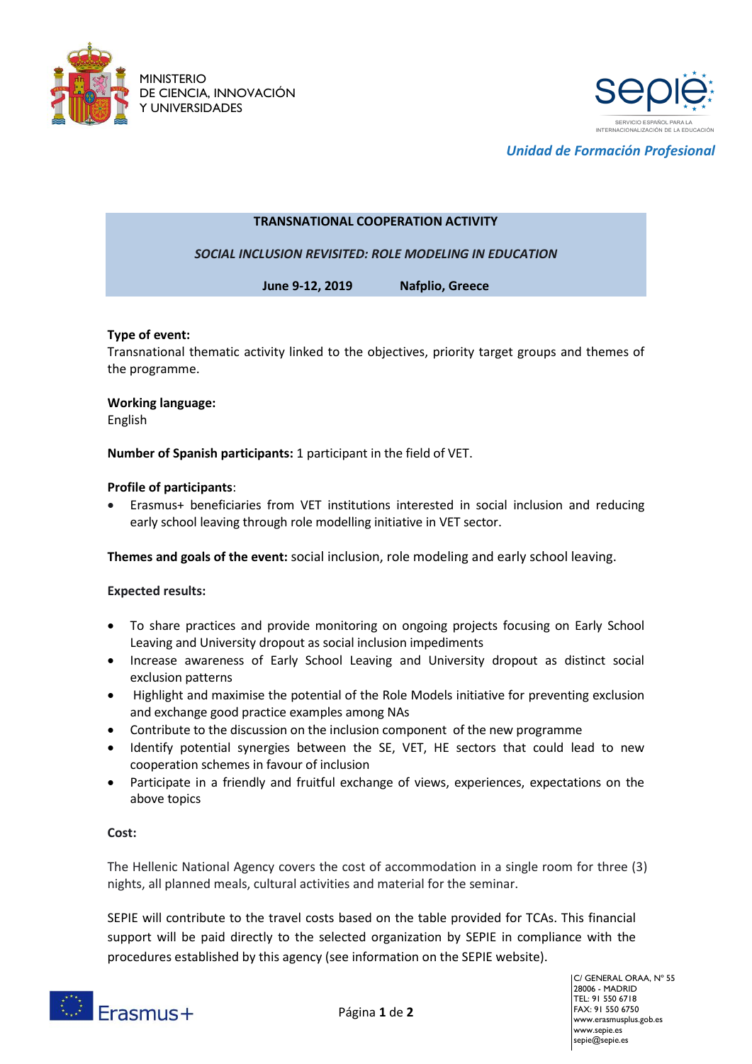MINISTERIO
DE CIENCIA, INNOVACIÓN
Y UNIVERSIDADES

SERVICIO ESPAÑOL PARA LA INTERNACIONALIZACIÓN DE LA EDUCACIÓN

*Unidad de Formación Profesional*

**TRANSNATIONAL COOPERATION ACTIVITY**

***SOCIAL INCLUSION REVISITED: ROLE MODELING IN EDUCATION***

**June 9-12, 2019 Nafplio, Greece**

**Type of event:**
Transnational thematic activity linked to the objectives, priority target groups and themes of the programme.

**Working language:**
English

**Number of Spanish participants:** 1 participant in the field of VET.

**Profile of participants**:

- Erasmus+ beneficiaries from VET institutions interested in social inclusion and reducing early school leaving through role modelling initiative in VET sector.

**Themes and goals of the event:** social inclusion, role modeling and early school leaving.

**Expected results:**

- To share practices and provide monitoring on ongoing projects focusing on Early School Leaving and University dropout as social inclusion impediments
- Increase awareness of Early School Leaving and University dropout as distinct social exclusion patterns
- Highlight and maximise the potential of the Role Models initiative for preventing exclusion and exchange good practice examples among NAs
- Contribute to the discussion on the inclusion component of the new programme
- Identify potential synergies between the SE, VET, HE sectors that could lead to new cooperation schemes in favour of inclusion
- Participate in a friendly and fruitful exchange of views, experiences, expectations on the above topics

**Cost:**

The Hellenic National Agency covers the cost of accommodation in a single room for three (3) nights, all planned meals, cultural activities and material for the seminar.

SEPIE will contribute to the travel costs based on the table provided for TCAs. This financial support will be paid directly to the selected organization by SEPIE in compliance with the procedures established by this agency (see information on the SEPIE website).

C/ GENERAL ORAA, Nº 55
28006 - MADRID
TEL: 91 550 6718
FAX: 91 550 6750
www.erasmusplus.gob.es
www.sepie.es
sepie@sepie.es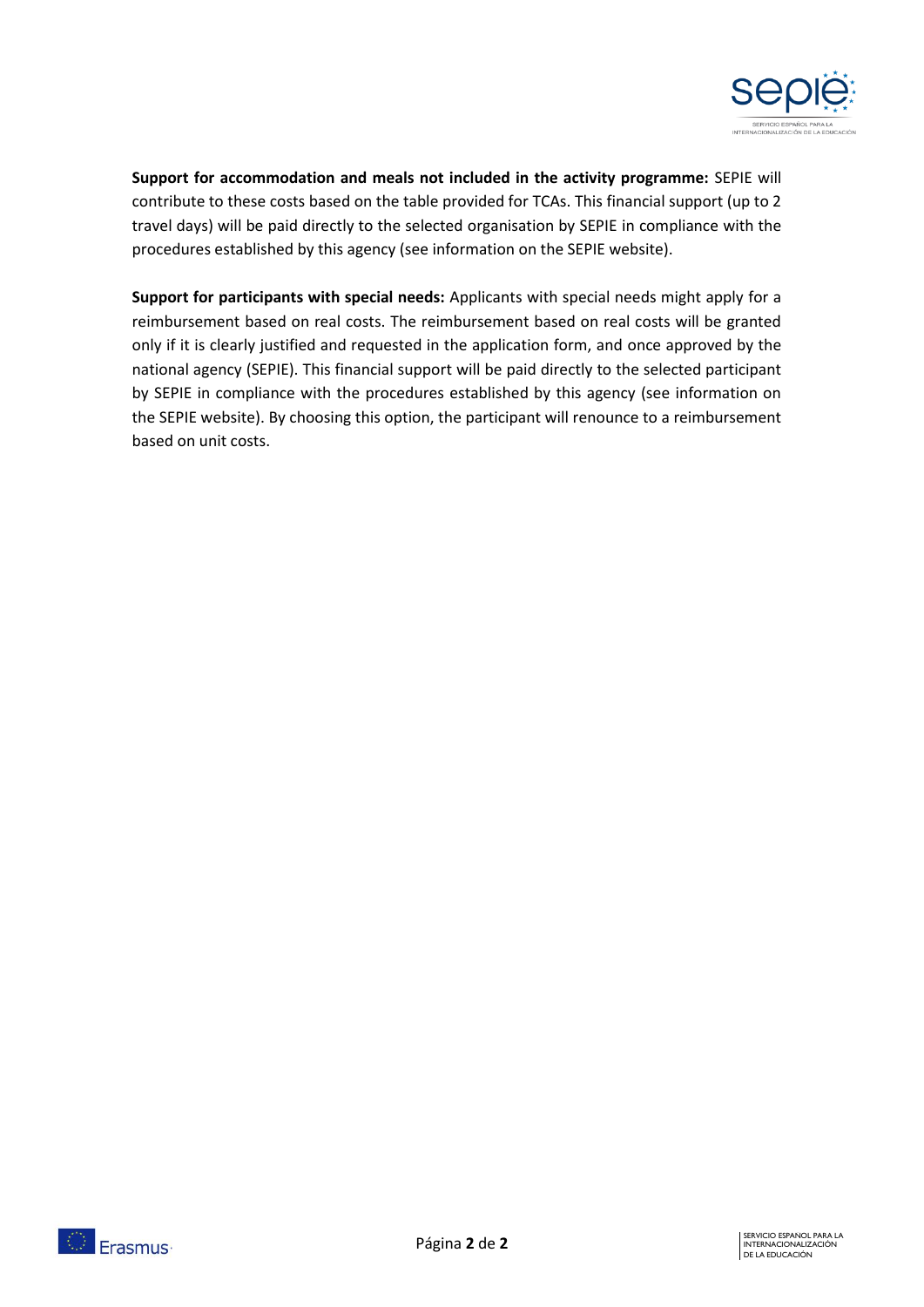**Support for accommodation and meals not included in the activity programme:** SEPIE will contribute to these costs based on the table provided for TCAs. This financial support (up to 2 travel days) will be paid directly to the selected organisation by SEPIE in compliance with the procedures established by this agency (see information on the SEPIE website).

**Support for participants with special needs:** Applicants with special needs might apply for a reimbursement based on real costs. The reimbursement based on real costs will be granted only if it is clearly justified and requested in the application form, and once approved by the national agency (SEPIE). This financial support will be paid directly to the selected participant by SEPIE in compliance with the procedures established by this agency (see information on the SEPIE website). By choosing this option, the participant will renounce to a reimbursement based on unit costs.